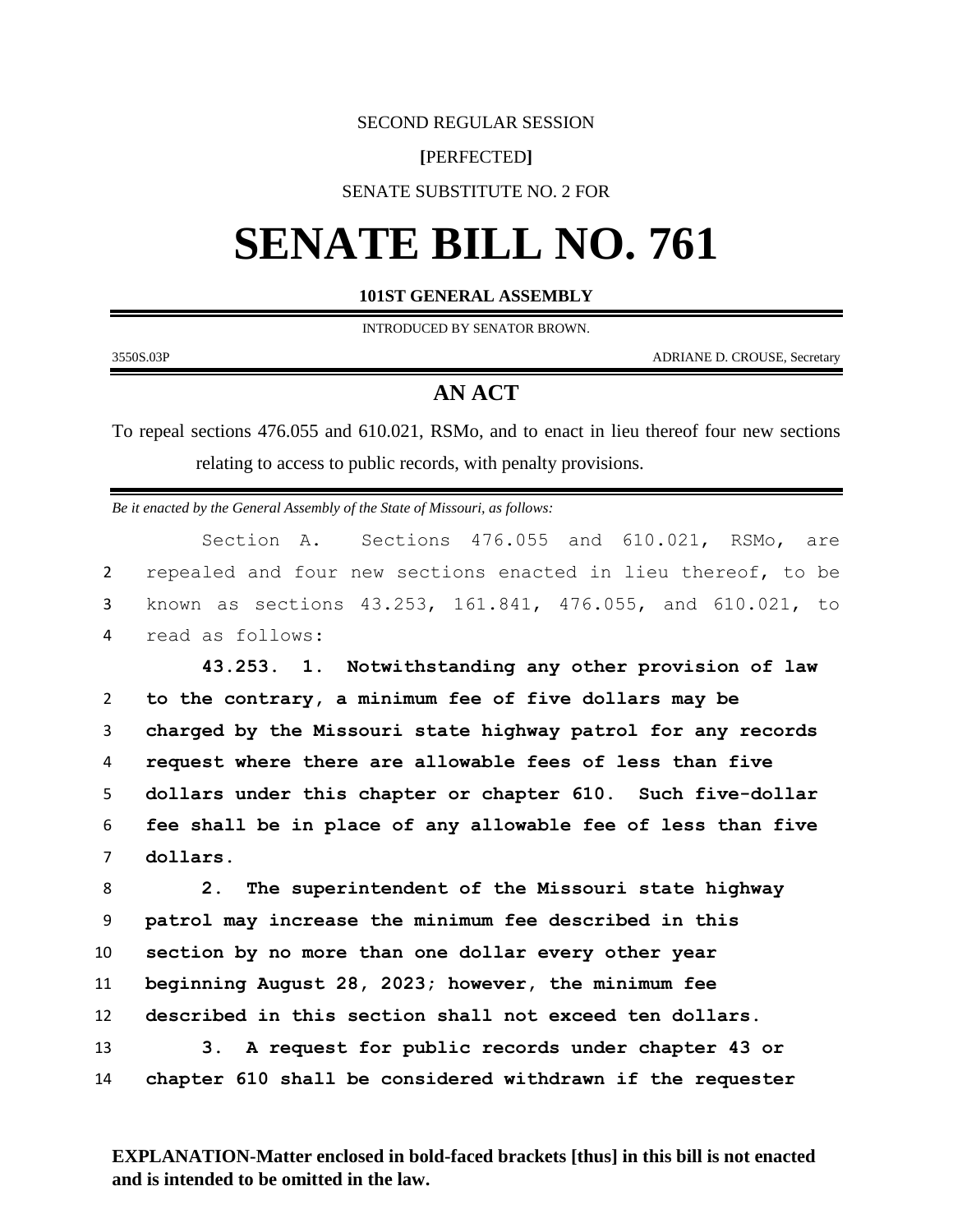SECOND REGULAR SESSION

[PERFECTED]

SENATE SUBSTITUTE NO. 2 FOR

# SENATE BILL NO. 761

**101ST GENERAL ASSEMBLY**

INTRODUCED BY SENATOR BROWN.

3550S.03P ADRIANE D. CROUSE, Secretary

## AN ACT

To repeal sections 476.055 and 610.021, RSMo, and to enact in lieu thereof four new sections relating to access to public records, with penalty provisions.

*Be it enacted by the General Assembly of the State of Missouri, as follows:*

Section A. Sections 476.055 and 610.021, RSMo, are repealed and four new sections enacted in lieu thereof, to be known as sections 43.253, 161.841, 476.055, and 610.021, to read as follows:

**43.253. 1. Notwithstanding any other provision of law to the contrary, a minimum fee of five dollars may be charged by the Missouri state highway patrol for any records request where there are allowable fees of less than five dollars under this chapter or chapter 610. Such five-dollar fee shall be in place of any allowable fee of less than five dollars.**

**2. The superintendent of the Missouri state highway patrol may increase the minimum fee described in this section by no more than one dollar every other year beginning August 28, 2023; however, the minimum fee described in this section shall not exceed ten dollars.**

**3. A request for public records under chapter 43 or chapter 610 shall be considered withdrawn if the requester**

**EXPLANATION-Matter enclosed in bold-faced brackets [thus] in this bill is not enacted and is intended to be omitted in the law.**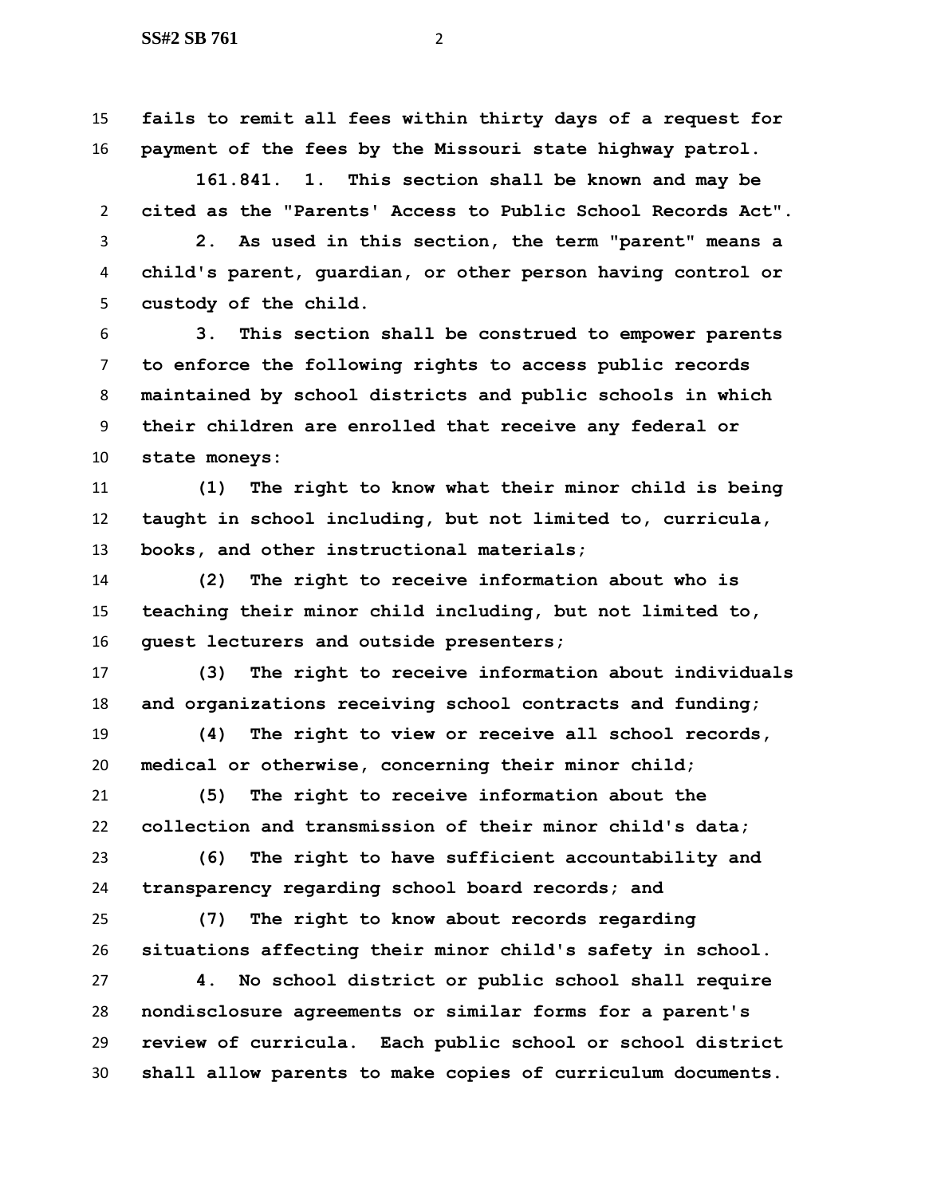**fails to remit all fees within thirty days of a request for payment of the fees by the Missouri state highway patrol.**

**161.841. 1. This section shall be known and may be cited as the "Parents' Access to Public School Records Act".**

**2. As used in this section, the term "parent" means a child's parent, guardian, or other person having control or custody of the child.**

**3. This section shall be construed to empower parents to enforce the following rights to access public records maintained by school districts and public schools in which their children are enrolled that receive any federal or state moneys:**

**(1) The right to know what their minor child is being taught in school including, but not limited to, curricula, books, and other instructional materials;**

**(2) The right to receive information about who is teaching their minor child including, but not limited to, guest lecturers and outside presenters;**

**(3) The right to receive information about individuals and organizations receiving school contracts and funding;**

**(4) The right to view or receive all school records, medical or otherwise, concerning their minor child;**

**(5) The right to receive information about the collection and transmission of their minor child's data;**

**(6) The right to have sufficient accountability and transparency regarding school board records; and**

**(7) The right to know about records regarding situations affecting their minor child's safety in school.**

**4. No school district or public school shall require nondisclosure agreements or similar forms for a parent's review of curricula. Each public school or school district shall allow parents to make copies of curriculum documents.**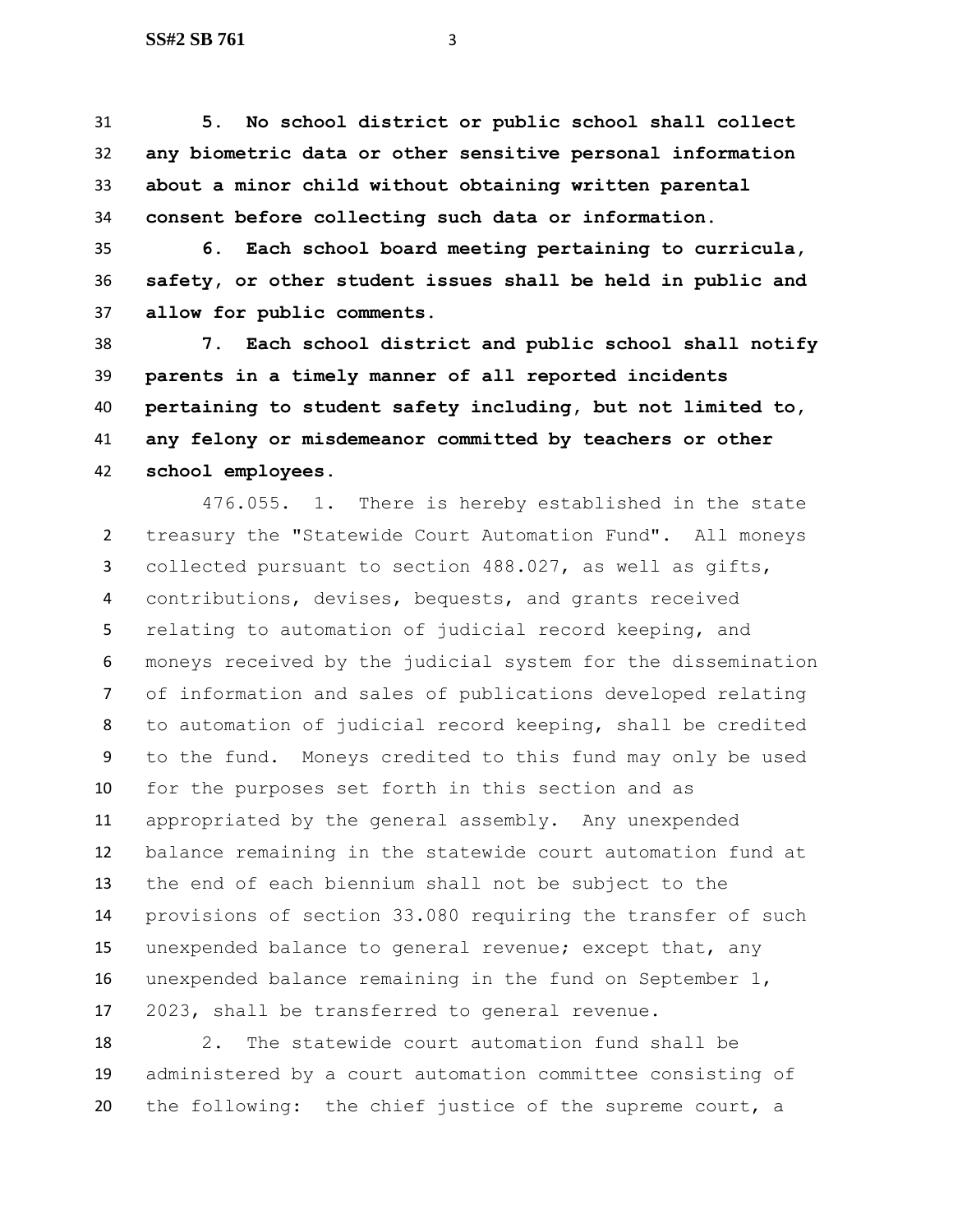**5. No school district or public school shall collect any biometric data or other sensitive personal information about a minor child without obtaining written parental consent before collecting such data or information.**

**6. Each school board meeting pertaining to curricula, safety, or other student issues shall be held in public and allow for public comments.**

**7. Each school district and public school shall notify parents in a timely manner of all reported incidents pertaining to student safety including, but not limited to, any felony or misdemeanor committed by teachers or other school employees.**

476.055. 1. There is hereby established in the state treasury the "Statewide Court Automation Fund". All moneys collected pursuant to section 488.027, as well as gifts, contributions, devises, bequests, and grants received relating to automation of judicial record keeping, and moneys received by the judicial system for the dissemination of information and sales of publications developed relating to automation of judicial record keeping, shall be credited to the fund. Moneys credited to this fund may only be used for the purposes set forth in this section and as appropriated by the general assembly. Any unexpended balance remaining in the statewide court automation fund at the end of each biennium shall not be subject to the provisions of section 33.080 requiring the transfer of such unexpended balance to general revenue; except that, any unexpended balance remaining in the fund on September 1, 2023, shall be transferred to general revenue.

2. The statewide court automation fund shall be administered by a court automation committee consisting of the following: the chief justice of the supreme court, a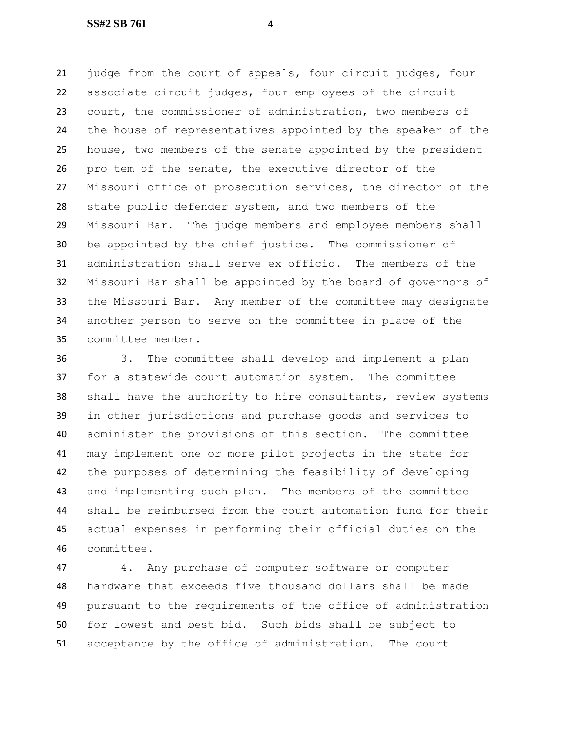judge from the court of appeals, four circuit judges, four associate circuit judges, four employees of the circuit court, the commissioner of administration, two members of the house of representatives appointed by the speaker of the house, two members of the senate appointed by the president pro tem of the senate, the executive director of the Missouri office of prosecution services, the director of the state public defender system, and two members of the Missouri Bar. The judge members and employee members shall be appointed by the chief justice. The commissioner of administration shall serve ex officio. The members of the Missouri Bar shall be appointed by the board of governors of the Missouri Bar. Any member of the committee may designate another person to serve on the committee in place of the committee member.

3. The committee shall develop and implement a plan for a statewide court automation system. The committee shall have the authority to hire consultants, review systems in other jurisdictions and purchase goods and services to administer the provisions of this section. The committee may implement one or more pilot projects in the state for the purposes of determining the feasibility of developing and implementing such plan. The members of the committee shall be reimbursed from the court automation fund for their actual expenses in performing their official duties on the committee.

4. Any purchase of computer software or computer hardware that exceeds five thousand dollars shall be made pursuant to the requirements of the office of administration for lowest and best bid. Such bids shall be subject to acceptance by the office of administration. The court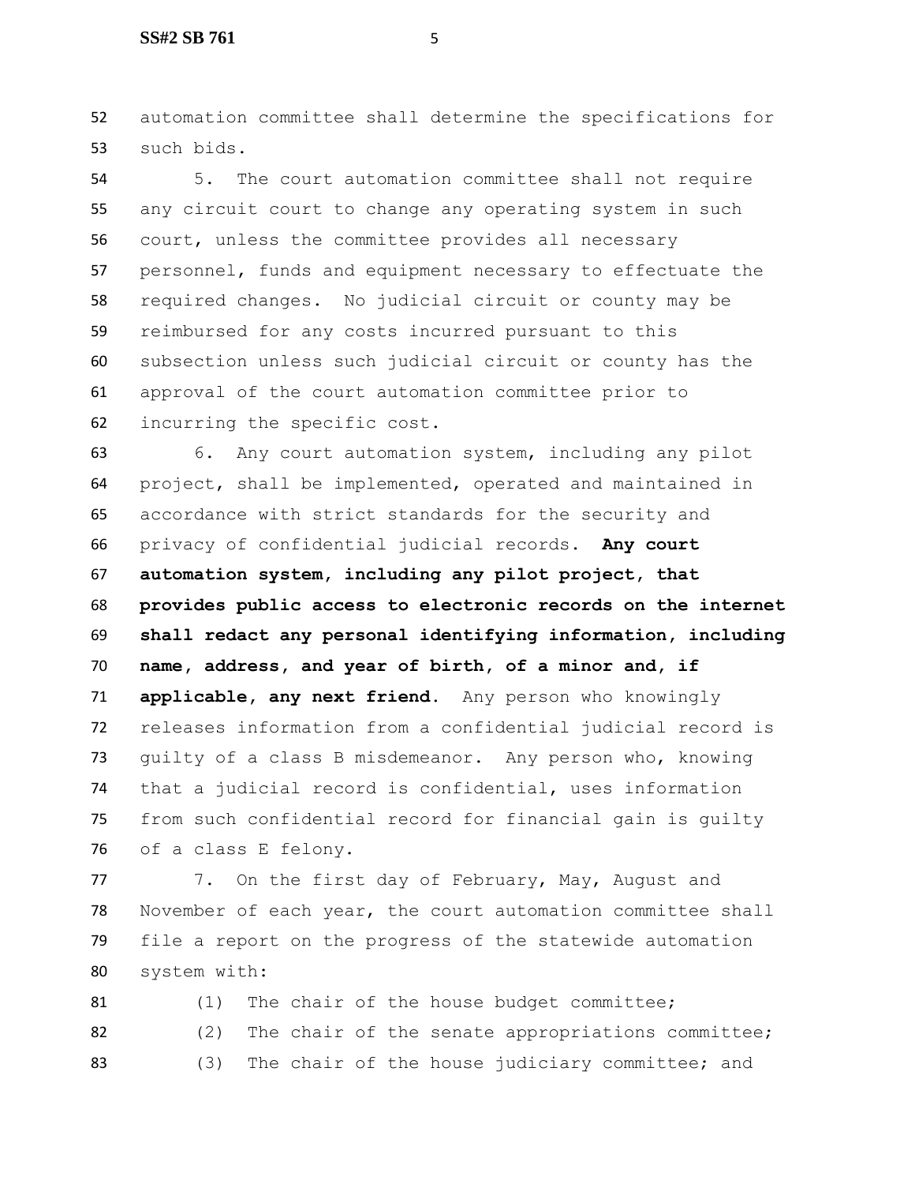automation committee shall determine the specifications for such bids.

5. The court automation committee shall not require any circuit court to change any operating system in such court, unless the committee provides all necessary personnel, funds and equipment necessary to effectuate the required changes. No judicial circuit or county may be reimbursed for any costs incurred pursuant to this subsection unless such judicial circuit or county has the approval of the court automation committee prior to incurring the specific cost.

6. Any court automation system, including any pilot project, shall be implemented, operated and maintained in accordance with strict standards for the security and privacy of confidential judicial records. **Any court automation system, including any pilot project, that provides public access to electronic records on the internet shall redact any personal identifying information, including name, address, and year of birth, of a minor and, if applicable, any next friend.** Any person who knowingly releases information from a confidential judicial record is guilty of a class B misdemeanor. Any person who, knowing that a judicial record is confidential, uses information from such confidential record for financial gain is guilty of a class E felony.

7. On the first day of February, May, August and November of each year, the court automation committee shall file a report on the progress of the statewide automation system with:

(1) The chair of the house budget committee;

(2) The chair of the senate appropriations committee;

(3) The chair of the house judiciary committee; and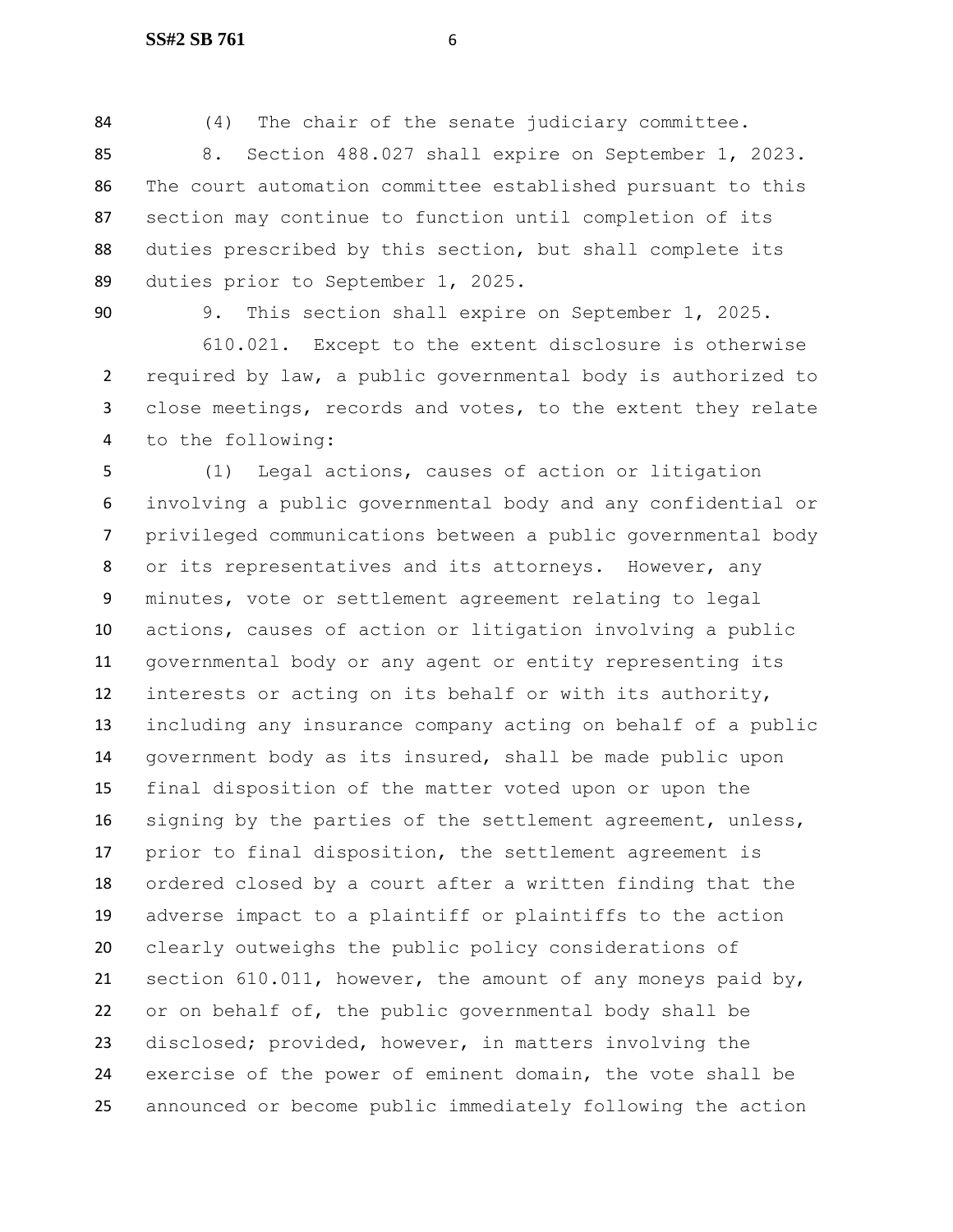(4) The chair of the senate judiciary committee.

8. Section 488.027 shall expire on September 1, 2023. The court automation committee established pursuant to this section may continue to function until completion of its duties prescribed by this section, but shall complete its duties prior to September 1, 2025.

9. This section shall expire on September 1, 2025.

610.021. Except to the extent disclosure is otherwise required by law, a public governmental body is authorized to close meetings, records and votes, to the extent they relate to the following:

(1) Legal actions, causes of action or litigation involving a public governmental body and any confidential or privileged communications between a public governmental body or its representatives and its attorneys. However, any minutes, vote or settlement agreement relating to legal actions, causes of action or litigation involving a public governmental body or any agent or entity representing its interests or acting on its behalf or with its authority, including any insurance company acting on behalf of a public government body as its insured, shall be made public upon final disposition of the matter voted upon or upon the signing by the parties of the settlement agreement, unless, prior to final disposition, the settlement agreement is ordered closed by a court after a written finding that the adverse impact to a plaintiff or plaintiffs to the action clearly outweighs the public policy considerations of section 610.011, however, the amount of any moneys paid by, or on behalf of, the public governmental body shall be disclosed; provided, however, in matters involving the exercise of the power of eminent domain, the vote shall be announced or become public immediately following the action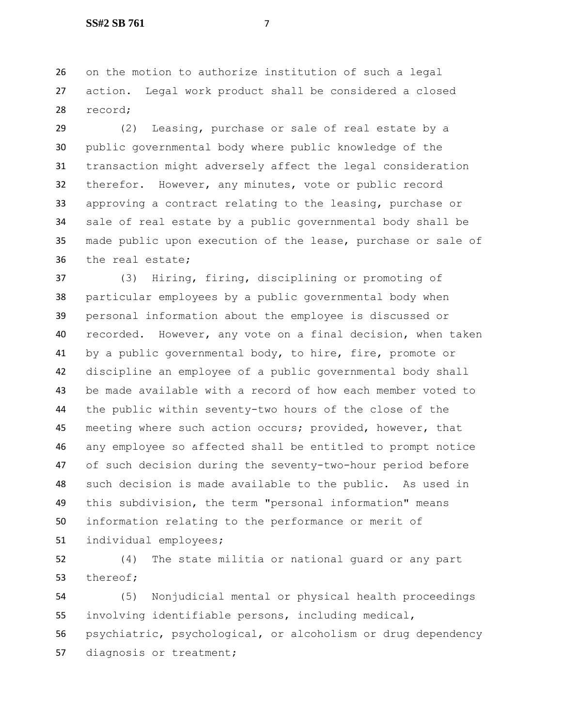on the motion to authorize institution of such a legal action. Legal work product shall be considered a closed record;

(2) Leasing, purchase or sale of real estate by a public governmental body where public knowledge of the transaction might adversely affect the legal consideration therefor. However, any minutes, vote or public record approving a contract relating to the leasing, purchase or sale of real estate by a public governmental body shall be made public upon execution of the lease, purchase or sale of the real estate;

(3) Hiring, firing, disciplining or promoting of particular employees by a public governmental body when personal information about the employee is discussed or recorded. However, any vote on a final decision, when taken by a public governmental body, to hire, fire, promote or discipline an employee of a public governmental body shall be made available with a record of how each member voted to the public within seventy-two hours of the close of the meeting where such action occurs; provided, however, that any employee so affected shall be entitled to prompt notice of such decision during the seventy-two-hour period before such decision is made available to the public. As used in this subdivision, the term "personal information" means information relating to the performance or merit of individual employees;

(4) The state militia or national guard or any part thereof;

(5) Nonjudicial mental or physical health proceedings involving identifiable persons, including medical, psychiatric, psychological, or alcoholism or drug dependency diagnosis or treatment;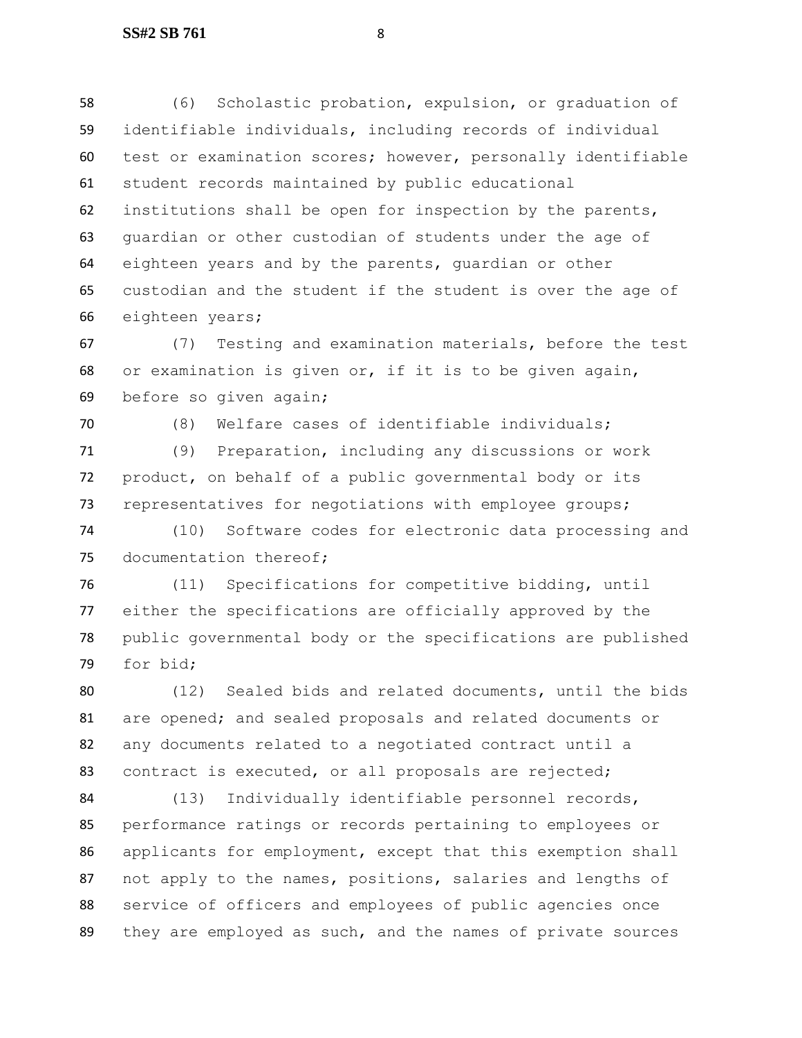(6) Scholastic probation, expulsion, or graduation of identifiable individuals, including records of individual test or examination scores; however, personally identifiable student records maintained by public educational institutions shall be open for inspection by the parents, guardian or other custodian of students under the age of eighteen years and by the parents, guardian or other custodian and the student if the student is over the age of eighteen years;

(7) Testing and examination materials, before the test or examination is given or, if it is to be given again, before so given again;

(8) Welfare cases of identifiable individuals;

(9) Preparation, including any discussions or work product, on behalf of a public governmental body or its representatives for negotiations with employee groups;

(10) Software codes for electronic data processing and documentation thereof;

(11) Specifications for competitive bidding, until either the specifications are officially approved by the public governmental body or the specifications are published for bid;

(12) Sealed bids and related documents, until the bids are opened; and sealed proposals and related documents or any documents related to a negotiated contract until a contract is executed, or all proposals are rejected;

(13) Individually identifiable personnel records, performance ratings or records pertaining to employees or applicants for employment, except that this exemption shall not apply to the names, positions, salaries and lengths of service of officers and employees of public agencies once they are employed as such, and the names of private sources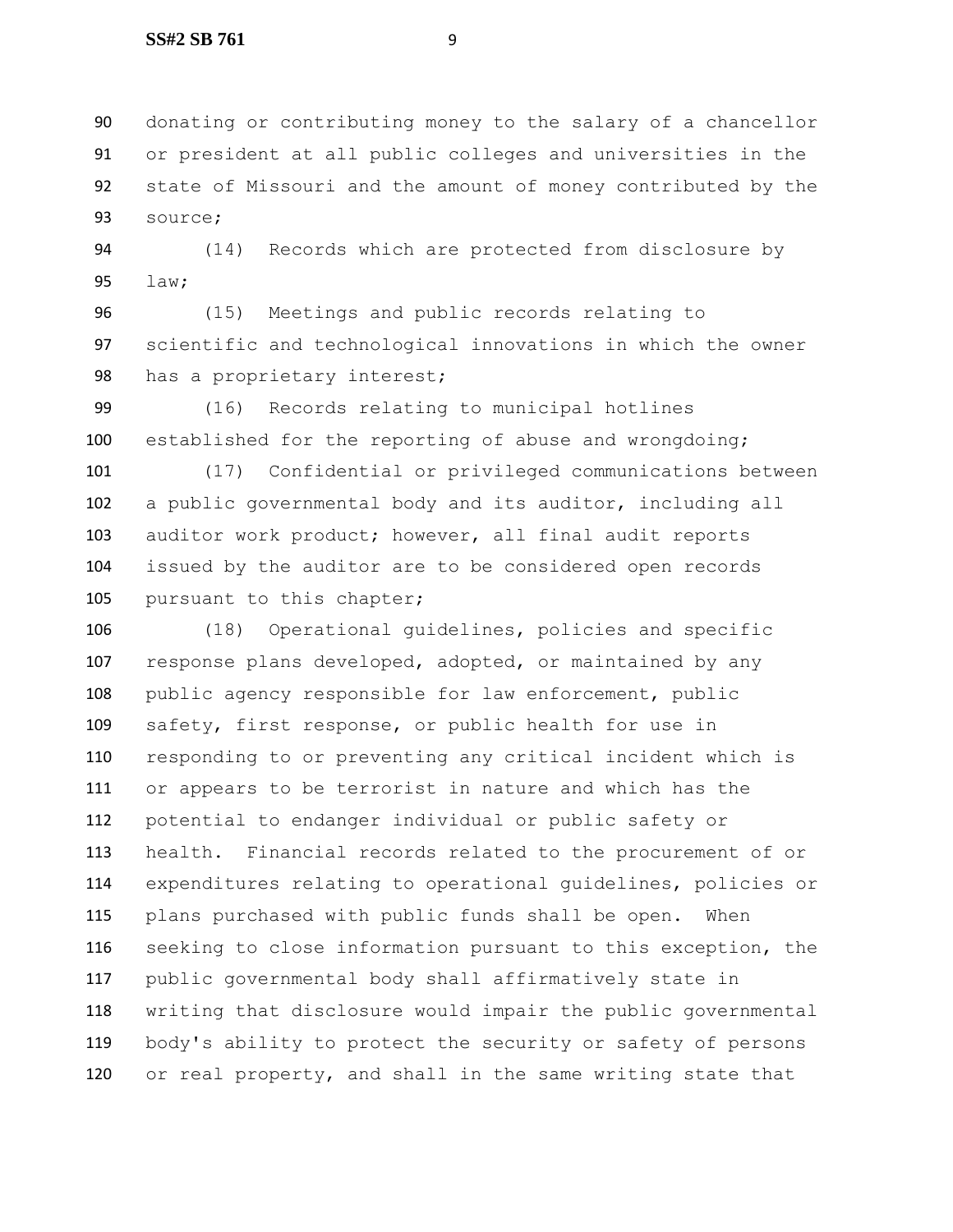donating or contributing money to the salary of a chancellor or president at all public colleges and universities in the state of Missouri and the amount of money contributed by the source;

(14) Records which are protected from disclosure by law;

(15) Meetings and public records relating to scientific and technological innovations in which the owner has a proprietary interest;

(16) Records relating to municipal hotlines established for the reporting of abuse and wrongdoing;

(17) Confidential or privileged communications between a public governmental body and its auditor, including all auditor work product; however, all final audit reports issued by the auditor are to be considered open records pursuant to this chapter;

(18) Operational guidelines, policies and specific response plans developed, adopted, or maintained by any public agency responsible for law enforcement, public safety, first response, or public health for use in responding to or preventing any critical incident which is or appears to be terrorist in nature and which has the potential to endanger individual or public safety or health. Financial records related to the procurement of or expenditures relating to operational guidelines, policies or plans purchased with public funds shall be open. When seeking to close information pursuant to this exception, the public governmental body shall affirmatively state in writing that disclosure would impair the public governmental body's ability to protect the security or safety of persons or real property, and shall in the same writing state that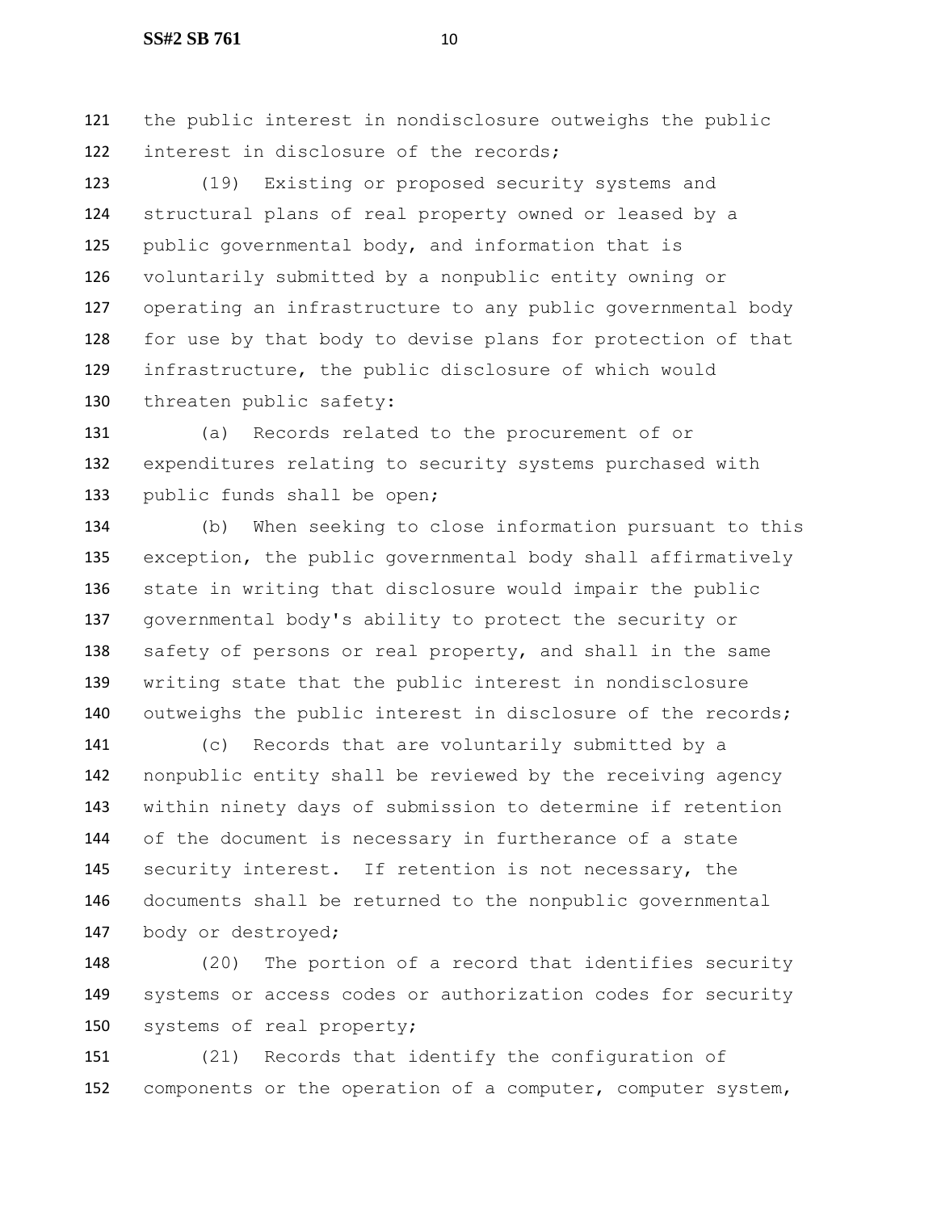the public interest in nondisclosure outweighs the public interest in disclosure of the records;

(19) Existing or proposed security systems and structural plans of real property owned or leased by a public governmental body, and information that is voluntarily submitted by a nonpublic entity owning or operating an infrastructure to any public governmental body for use by that body to devise plans for protection of that infrastructure, the public disclosure of which would threaten public safety:

(a) Records related to the procurement of or expenditures relating to security systems purchased with public funds shall be open;

(b) When seeking to close information pursuant to this exception, the public governmental body shall affirmatively state in writing that disclosure would impair the public governmental body's ability to protect the security or safety of persons or real property, and shall in the same writing state that the public interest in nondisclosure outweighs the public interest in disclosure of the records;

(c) Records that are voluntarily submitted by a nonpublic entity shall be reviewed by the receiving agency within ninety days of submission to determine if retention of the document is necessary in furtherance of a state security interest. If retention is not necessary, the documents shall be returned to the nonpublic governmental body or destroyed;

(20) The portion of a record that identifies security systems or access codes or authorization codes for security systems of real property;

(21) Records that identify the configuration of components or the operation of a computer, computer system,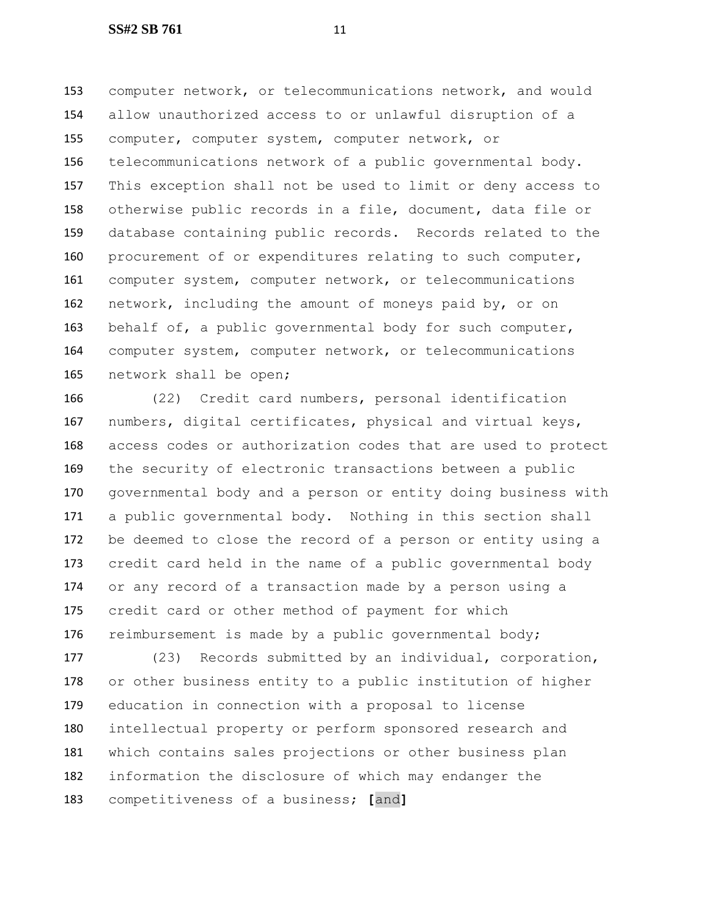computer network, or telecommunications network, and would allow unauthorized access to or unlawful disruption of a computer, computer system, computer network, or telecommunications network of a public governmental body. This exception shall not be used to limit or deny access to otherwise public records in a file, document, data file or database containing public records. Records related to the procurement of or expenditures relating to such computer, computer system, computer network, or telecommunications network, including the amount of moneys paid by, or on behalf of, a public governmental body for such computer, computer system, computer network, or telecommunications network shall be open;

(22) Credit card numbers, personal identification numbers, digital certificates, physical and virtual keys, access codes or authorization codes that are used to protect the security of electronic transactions between a public governmental body and a person or entity doing business with a public governmental body. Nothing in this section shall be deemed to close the record of a person or entity using a credit card held in the name of a public governmental body or any record of a transaction made by a person using a credit card or other method of payment for which reimbursement is made by a public governmental body;

(23) Records submitted by an individual, corporation, or other business entity to a public institution of higher education in connection with a proposal to license intellectual property or perform sponsored research and which contains sales projections or other business plan information the disclosure of which may endanger the competitiveness of a business; **[**and**]**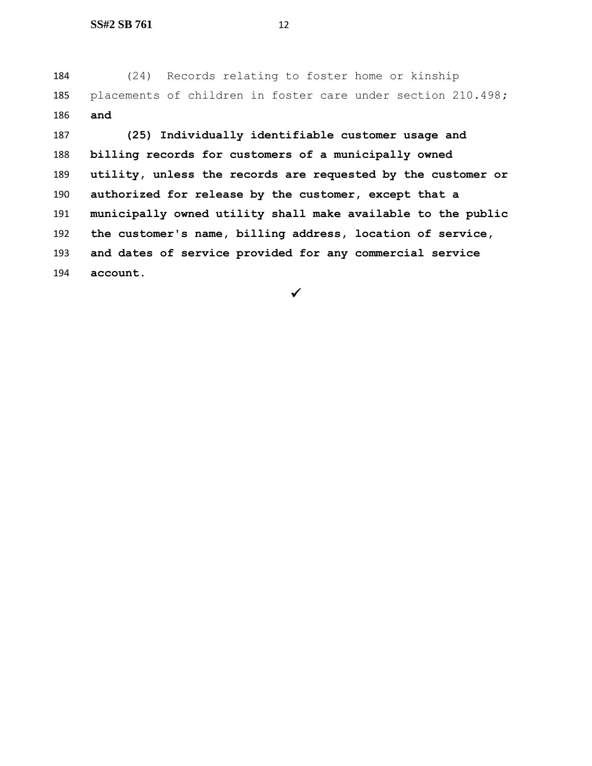(24) Records relating to foster home or kinship placements of children in foster care under section 210.498; **and**

**(25) Individually identifiable customer usage and billing records for customers of a municipally owned utility, unless the records are requested by the customer or authorized for release by the customer, except that a municipally owned utility shall make available to the public the customer's name, billing address, location of service, and dates of service provided for any commercial service account.**

✓